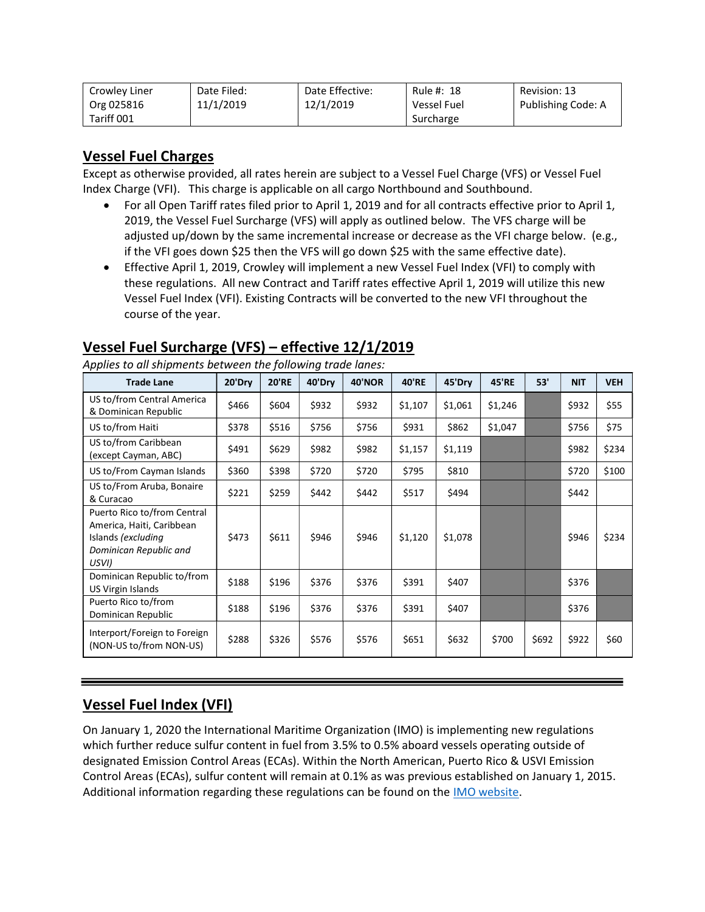| Crowley Liner Org 025816 Tariff 001 | Date Filed: 11/1/2019 | Date Effective: 12/1/2019 | Rule #: 18 Vessel Fuel Surcharge | Revision: 13 Publishing Code: A |
|---|---|---|---|---|

## Vessel Fuel Charges

Except as otherwise provided, all rates herein are subject to a Vessel Fuel Charge (VFS) or Vessel Fuel Index Charge (VFI). This charge is applicable on all cargo Northbound and Southbound.

- For all Open Tariff rates filed prior to April 1, 2019 and for all contracts effective prior to April 1, 2019, the Vessel Fuel Surcharge (VFS) will apply as outlined below. The VFS charge will be adjusted up/down by the same incremental increase or decrease as the VFI charge below. (e.g., if the VFI goes down $25 then the VFS will go down $25 with the same effective date).
- Effective April 1, 2019, Crowley will implement a new Vessel Fuel Index (VFI) to comply with these regulations. All new Contract and Tariff rates effective April 1, 2019 will utilize this new Vessel Fuel Index (VFI). Existing Contracts will be converted to the new VFI throughout the course of the year.

## Vessel Fuel Surcharge (VFS) – effective 12/1/2019

*Applies to all shipments between the following trade lanes:*

| Trade Lane | 20'Dry | 20'RE | 40'Dry | 40'NOR | 40'RE | 45'Dry | 45'RE | 53' | NIT | VEH |
|---|---|---|---|---|---|---|---|---|---|---|
| US to/from Central America & Dominican Republic | $466 | $604 | $932 | $932 | $1,107 | $1,061 | $1,246 | | $932 | $55 |
| US to/from Haiti | $378 | $516 | $756 | $756 | $931 | $862 | $1,047 | | $756 | $75 |
| US to/from Caribbean (except Cayman, ABC) | $491 | $629 | $982 | $982 | $1,157 | $1,119 | | | $982 | $234 |
| US to/From Cayman Islands | $360 | $398 | $720 | $720 | $795 | $810 | | | $720 | $100 |
| US to/From Aruba, Bonaire & Curacao | $221 | $259 | $442 | $442 | $517 | $494 | | | $442 | |
| Puerto Rico to/from Central America, Haiti, Caribbean Islands *(excluding Dominican Republic and USVI)* | $473 | $611 | $946 | $946 | $1,120 | $1,078 | | | $946 | $234 |
| Dominican Republic to/from US Virgin Islands | $188 | $196 | $376 | $376 | $391 | $407 | | | $376 | |
| Puerto Rico to/from Dominican Republic | $188 | $196 | $376 | $376 | $391 | $407 | | | $376 | |
| Interport/Foreign to Foreign (NON-US to/from NON-US) | $288 | $326 | $576 | $576 | $651 | $632 | $700 | $692 | $922 | $60 |

---

## Vessel Fuel Index (VFI)

On January 1, 2020 the International Maritime Organization (IMO) is implementing new regulations which further reduce sulfur content in fuel from 3.5% to 0.5% aboard vessels operating outside of designated Emission Control Areas (ECAs). Within the North American, Puerto Rico & USVI Emission Control Areas (ECAs), sulfur content will remain at 0.1% as was previous established on January 1, 2015. Additional information regarding these regulations can be found on the IMO website.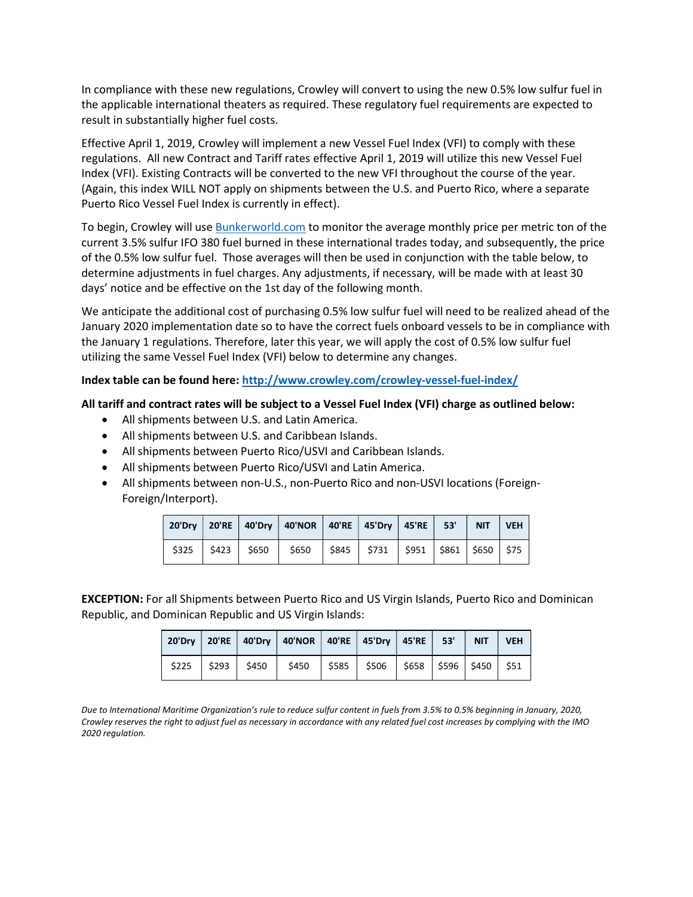In compliance with these new regulations, Crowley will convert to using the new 0.5% low sulfur fuel in the applicable international theaters as required. These regulatory fuel requirements are expected to result in substantially higher fuel costs.

Effective April 1, 2019, Crowley will implement a new Vessel Fuel Index (VFI) to comply with these regulations. All new Contract and Tariff rates effective April 1, 2019 will utilize this new Vessel Fuel Index (VFI). Existing Contracts will be converted to the new VFI throughout the course of the year. (Again, this index WILL NOT apply on shipments between the U.S. and Puerto Rico, where a separate Puerto Rico Vessel Fuel Index is currently in effect).

To begin, Crowley will use Bunkerworld.com to monitor the average monthly price per metric ton of the current 3.5% sulfur IFO 380 fuel burned in these international trades today, and subsequently, the price of the 0.5% low sulfur fuel. Those averages will then be used in conjunction with the table below, to determine adjustments in fuel charges. Any adjustments, if necessary, will be made with at least 30 days' notice and be effective on the 1st day of the following month.

We anticipate the additional cost of purchasing 0.5% low sulfur fuel will need to be realized ahead of the January 2020 implementation date so to have the correct fuels onboard vessels to be in compliance with the January 1 regulations. Therefore, later this year, we will apply the cost of 0.5% low sulfur fuel utilizing the same Vessel Fuel Index (VFI) below to determine any changes.

**Index table can be found here: http://www.crowley.com/crowley-vessel-fuel-index/**

**All tariff and contract rates will be subject to a Vessel Fuel Index (VFI) charge as outlined below:**

- All shipments between U.S. and Latin America.
- All shipments between U.S. and Caribbean Islands.
- All shipments between Puerto Rico/USVI and Caribbean Islands.
- All shipments between Puerto Rico/USVI and Latin America.
- All shipments between non-U.S., non-Puerto Rico and non-USVI locations (Foreign-Foreign/Interport).

| 20'Dry | 20'RE | 40'Dry | 40'NOR | 40'RE | 45'Dry | 45'RE | 53' | NIT | VEH |
|---|---|---|---|---|---|---|---|---|---|
| $325 | $423 | $650 | $650 | $845 | $731 | $951 | $861 | $650 | $75 |

**EXCEPTION:** For all Shipments between Puerto Rico and US Virgin Islands, Puerto Rico and Dominican Republic, and Dominican Republic and US Virgin Islands:

| 20'Dry | 20'RE | 40'Dry | 40'NOR | 40'RE | 45'Dry | 45'RE | 53' | NIT | VEH |
|---|---|---|---|---|---|---|---|---|---|
| $225 | $293 | $450 | $450 | $585 | $506 | $658 | $596 | $450 | $51 |

*Due to International Maritime Organization's rule to reduce sulfur content in fuels from 3.5% to 0.5% beginning in January, 2020, Crowley reserves the right to adjust fuel as necessary in accordance with any related fuel cost increases by complying with the IMO 2020 regulation.*